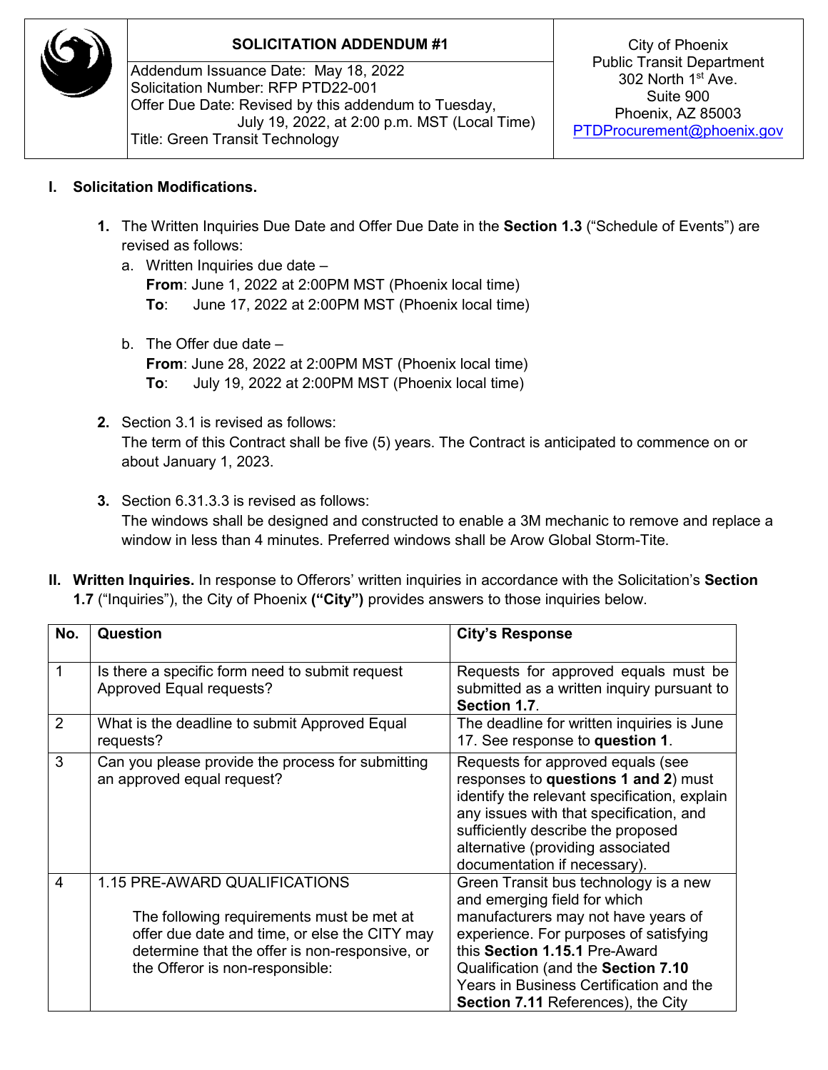| | **SOLICITATION ADDENDUM #1** | City of Phoenix<br>Public Transit Department<br>302 North 1st Ave.<br>Suite 900<br>Phoenix, AZ 85003<br>PTDProcurement@phoenix.gov |
|---|---|---|
| | Addendum Issuance Date: May 18, 2022<br>Solicitation Number: RFP PTD22-001<br>Offer Due Date: Revised by this addendum to Tuesday, July 19, 2022, at 2:00 p.m. MST (Local Time)<br>Title: Green Transit Technology | |

## I. Solicitation Modifications.

1. The Written Inquiries Due Date and Offer Due Date in the **Section 1.3** ("Schedule of Events") are revised as follows:
   a. Written Inquiries due date –
      **From**: June 1, 2022 at 2:00PM MST (Phoenix local time)
      **To**: June 17, 2022 at 2:00PM MST (Phoenix local time)

   b. The Offer due date –
      **From**: June 28, 2022 at 2:00PM MST (Phoenix local time)
      **To**: July 19, 2022 at 2:00PM MST (Phoenix local time)

2. Section 3.1 is revised as follows:
   The term of this Contract shall be five (5) years. The Contract is anticipated to commence on or about January 1, 2023.

3. Section 6.31.3.3 is revised as follows:
   The windows shall be designed and constructed to enable a 3M mechanic to remove and replace a window in less than 4 minutes. Preferred windows shall be Arow Global Storm-Tite.

## II. Written Inquiries.

In response to Offerors' written inquiries in accordance with the Solicitation's **Section 1.7** ("Inquiries"), the City of Phoenix **("City")** provides answers to those inquiries below.

| No. | Question | City's Response |
|---|---|---|
| 1 | Is there a specific form need to submit request Approved Equal requests? | Requests for approved equals must be submitted as a written inquiry pursuant to **Section 1.7**. |
| 2 | What is the deadline to submit Approved Equal requests? | The deadline for written inquiries is June 17. See response to **question 1**. |
| 3 | Can you please provide the process for submitting an approved equal request? | Requests for approved equals (see responses to **questions 1 and 2**) must identify the relevant specification, explain any issues with that specification, and sufficiently describe the proposed alternative (providing associated documentation if necessary). |
| 4 | 1.15 PRE-AWARD QUALIFICATIONS<br><br>The following requirements must be met at offer due date and time, or else the CITY may determine that the offer is non-responsive, or the Offeror is non-responsible: | Green Transit bus technology is a new and emerging field for which manufacturers may not have years of experience. For purposes of satisfying this **Section 1.15.1** Pre-Award Qualification (and the **Section 7.10** Years in Business Certification and the **Section 7.11** References), the City |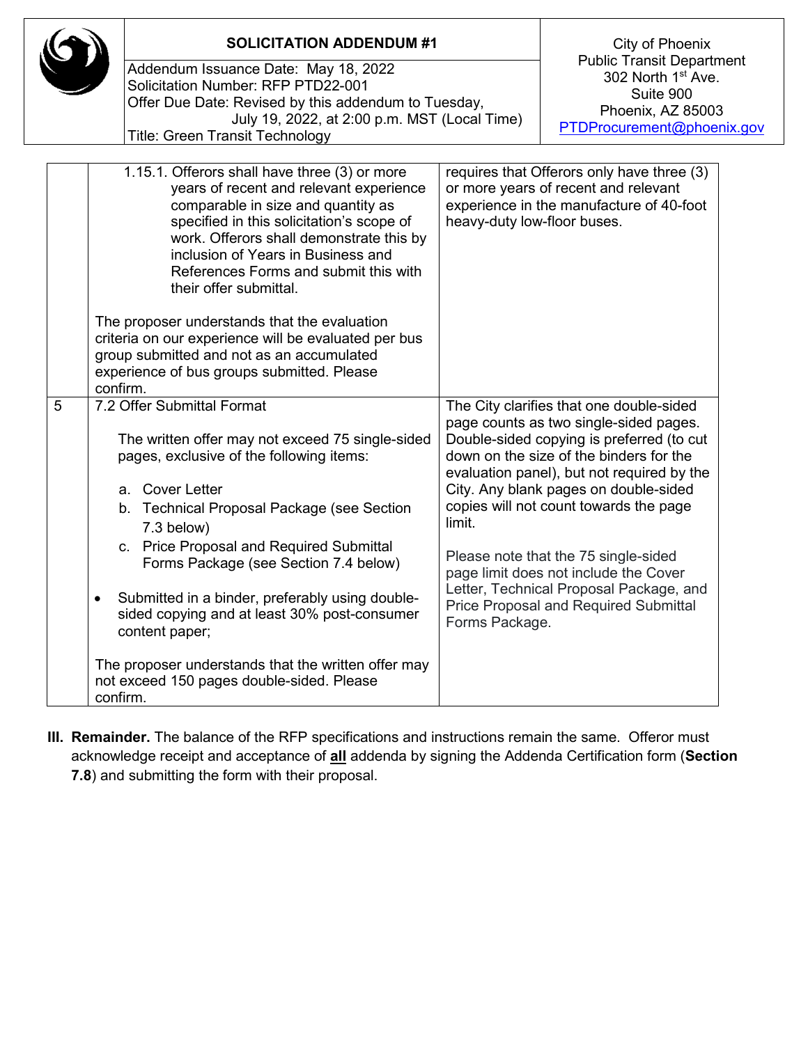**SOLICITATION ADDENDUM #1**

Addendum Issuance Date: May 18, 2022
Solicitation Number: RFP PTD22-001
Offer Due Date: Revised by this addendum to Tuesday, July 19, 2022, at 2:00 p.m. MST (Local Time)
Title: Green Transit Technology

City of Phoenix
Public Transit Department
302 North 1st Ave.
Suite 900
Phoenix, AZ 85003
PTDProcurement@phoenix.gov

| | | |
|---|---|---|
| | 1.15.1. Offerors shall have three (3) or more years of recent and relevant experience comparable in size and quantity as specified in this solicitation's scope of work. Offerors shall demonstrate this by inclusion of Years in Business and References Forms and submit this with their offer submittal.<br><br>The proposer understands that the evaluation criteria on our experience will be evaluated per bus group submitted and not as an accumulated experience of bus groups submitted. Please confirm. | requires that Offerors only have three (3) or more years of recent and relevant experience in the manufacture of 40-foot heavy-duty low-floor buses. |
| 5 | 7.2 Offer Submittal Format<br><br>The written offer may not exceed 75 single-sided pages, exclusive of the following items:<br><br>a. Cover Letter<br>b. Technical Proposal Package (see Section 7.3 below)<br>c. Price Proposal and Required Submittal Forms Package (see Section 7.4 below)<br><br>• Submitted in a binder, preferably using double-sided copying and at least 30% post-consumer content paper;<br><br>The proposer understands that the written offer may not exceed 150 pages double-sided. Please confirm. | The City clarifies that one double-sided page counts as two single-sided pages. Double-sided copying is preferred (to cut down on the size of the binders for the evaluation panel), but not required by the City. Any blank pages on double-sided copies will not count towards the page limit.<br><br>Please note that the 75 single-sided page limit does not include the Cover Letter, Technical Proposal Package, and Price Proposal and Required Submittal Forms Package. |

**III. Remainder.** The balance of the RFP specifications and instructions remain the same. Offeror must acknowledge receipt and acceptance of **all** addenda by signing the Addenda Certification form (**Section 7.8**) and submitting the form with their proposal.